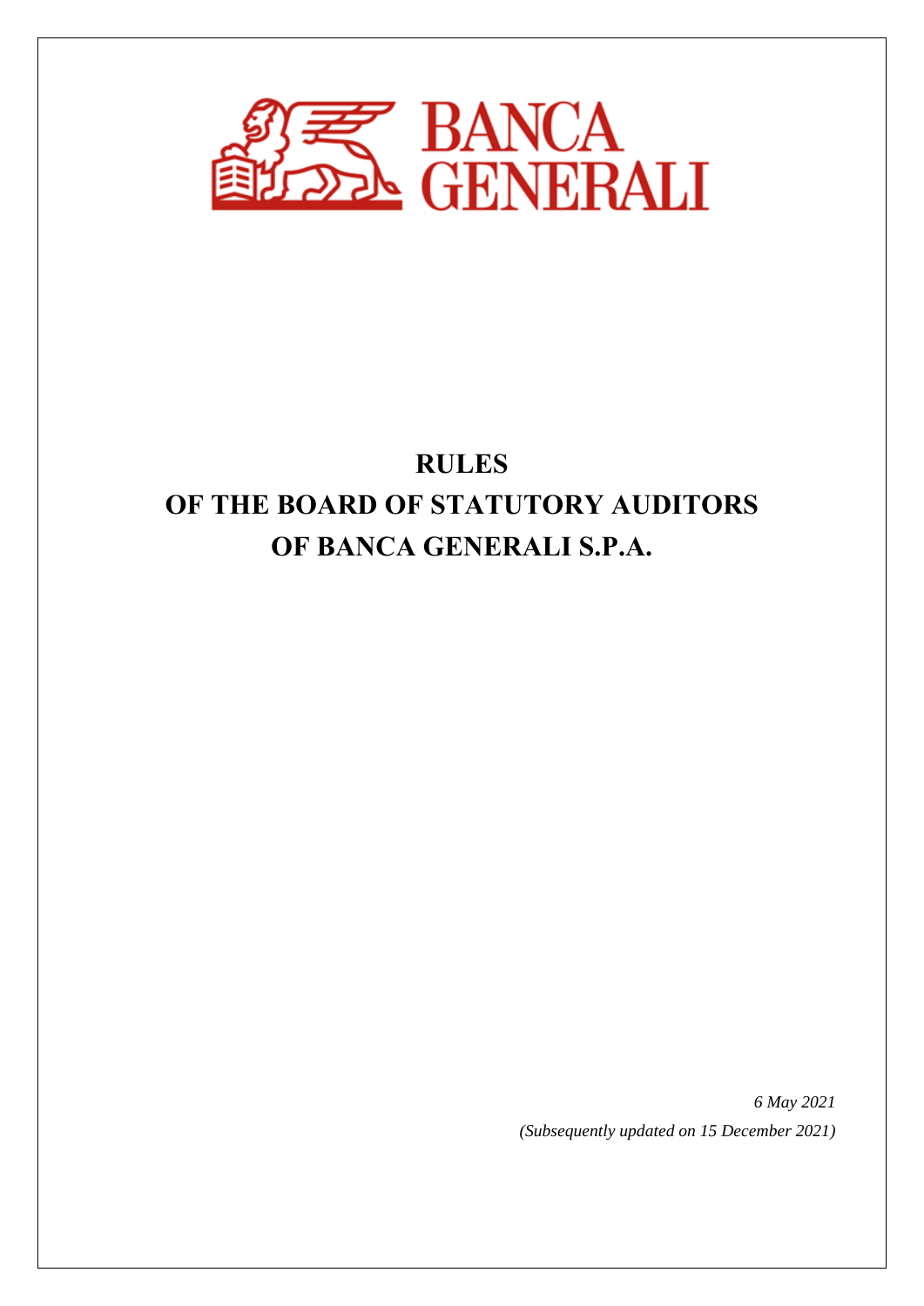BANCA GENERALI

# RULES
# OF THE BOARD OF STATUTORY AUDITORS
# OF BANCA GENERALI S.P.A.

*6 May 2021*

*(Subsequently updated on 15 December 2021)*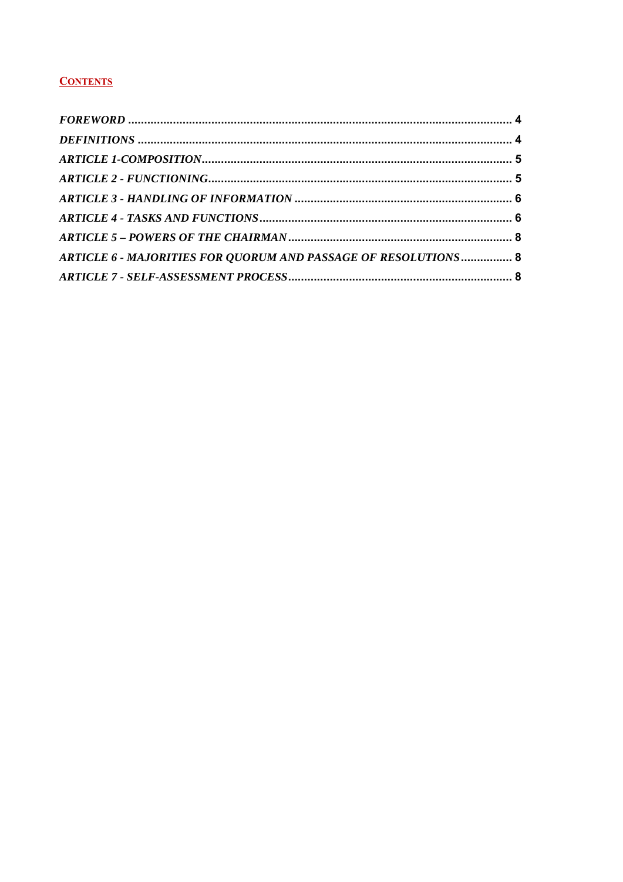## CONTENTS

| | |
|---|---|
| *FOREWORD* | 4 |
| *DEFINITIONS* | 4 |
| *ARTICLE 1-COMPOSITION* | 5 |
| *ARTICLE 2 - FUNCTIONING* | 5 |
| *ARTICLE 3 - HANDLING OF INFORMATION* | 6 |
| *ARTICLE 4 - TASKS AND FUNCTIONS* | 6 |
| *ARTICLE 5 – POWERS OF THE CHAIRMAN* | 8 |
| *ARTICLE 6 - MAJORITIES FOR QUORUM AND PASSAGE OF RESOLUTIONS* | 8 |
| *ARTICLE 7 - SELF-ASSESSMENT PROCESS* | 8 |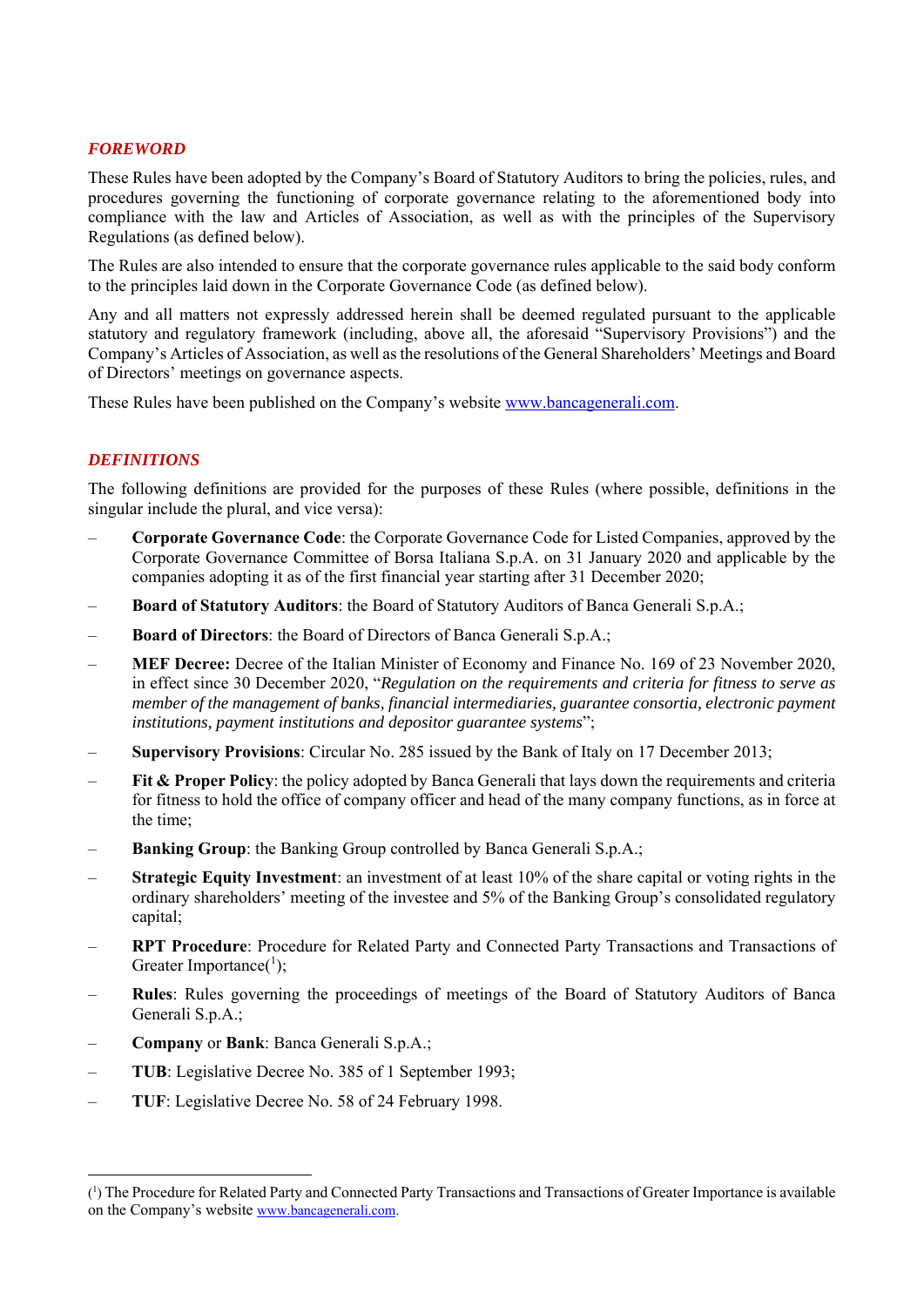## *FOREWORD*

These Rules have been adopted by the Company's Board of Statutory Auditors to bring the policies, rules, and procedures governing the functioning of corporate governance relating to the aforementioned body into compliance with the law and Articles of Association, as well as with the principles of the Supervisory Regulations (as defined below).

The Rules are also intended to ensure that the corporate governance rules applicable to the said body conform to the principles laid down in the Corporate Governance Code (as defined below).

Any and all matters not expressly addressed herein shall be deemed regulated pursuant to the applicable statutory and regulatory framework (including, above all, the aforesaid "Supervisory Provisions") and the Company's Articles of Association, as well as the resolutions of the General Shareholders' Meetings and Board of Directors' meetings on governance aspects.

These Rules have been published on the Company's website www.bancagenerali.com.

## *DEFINITIONS*

The following definitions are provided for the purposes of these Rules (where possible, definitions in the singular include the plural, and vice versa):

- **Corporate Governance Code**: the Corporate Governance Code for Listed Companies, approved by the Corporate Governance Committee of Borsa Italiana S.p.A. on 31 January 2020 and applicable by the companies adopting it as of the first financial year starting after 31 December 2020;
- **Board of Statutory Auditors**: the Board of Statutory Auditors of Banca Generali S.p.A.;
- **Board of Directors**: the Board of Directors of Banca Generali S.p.A.;
- **MEF Decree:** Decree of the Italian Minister of Economy and Finance No. 169 of 23 November 2020, in effect since 30 December 2020, "*Regulation on the requirements and criteria for fitness to serve as member of the management of banks, financial intermediaries, guarantee consortia, electronic payment institutions, payment institutions and depositor guarantee systems*";
- **Supervisory Provisions**: Circular No. 285 issued by the Bank of Italy on 17 December 2013;
- **Fit & Proper Policy**: the policy adopted by Banca Generali that lays down the requirements and criteria for fitness to hold the office of company officer and head of the many company functions, as in force at the time;
- **Banking Group**: the Banking Group controlled by Banca Generali S.p.A.;
- **Strategic Equity Investment**: an investment of at least 10% of the share capital or voting rights in the ordinary shareholders' meeting of the investee and 5% of the Banking Group's consolidated regulatory capital;
- **RPT Procedure**: Procedure for Related Party and Connected Party Transactions and Transactions of Greater Importance([1]);
- **Rules**: Rules governing the proceedings of meetings of the Board of Statutory Auditors of Banca Generali S.p.A.;
- **Company** or **Bank**: Banca Generali S.p.A.;
- **TUB**: Legislative Decree No. 385 of 1 September 1993;
- **TUF**: Legislative Decree No. 58 of 24 February 1998.

---

([1]) The Procedure for Related Party and Connected Party Transactions and Transactions of Greater Importance is available on the Company's website www.bancagenerali.com.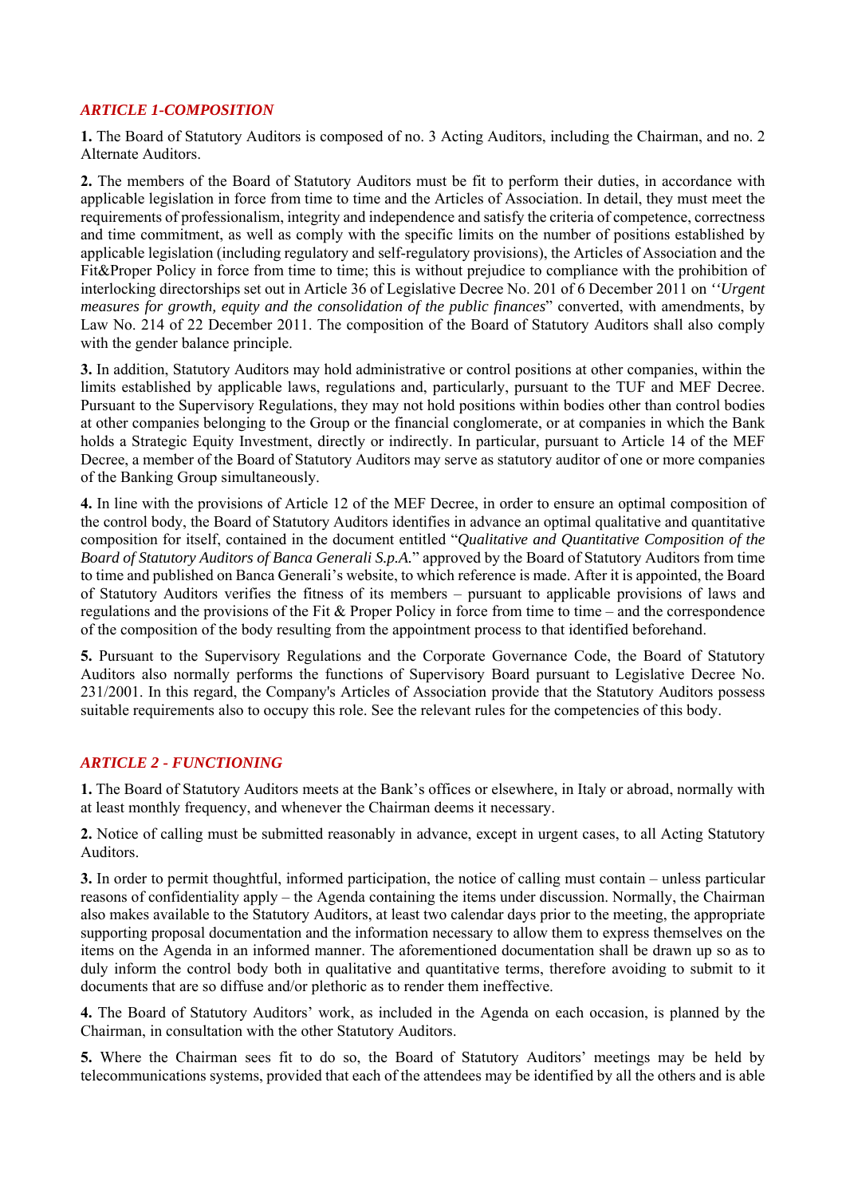### *ARTICLE 1-COMPOSITION*

**1.** The Board of Statutory Auditors is composed of no. 3 Acting Auditors, including the Chairman, and no. 2 Alternate Auditors.

**2.** The members of the Board of Statutory Auditors must be fit to perform their duties, in accordance with applicable legislation in force from time to time and the Articles of Association. In detail, they must meet the requirements of professionalism, integrity and independence and satisfy the criteria of competence, correctness and time commitment, as well as comply with the specific limits on the number of positions established by applicable legislation (including regulatory and self-regulatory provisions), the Articles of Association and the Fit&Proper Policy in force from time to time; this is without prejudice to compliance with the prohibition of interlocking directorships set out in Article 36 of Legislative Decree No. 201 of 6 December 2011 on *''Urgent measures for growth, equity and the consolidation of the public finances*" converted, with amendments, by Law No. 214 of 22 December 2011. The composition of the Board of Statutory Auditors shall also comply with the gender balance principle.

**3.** In addition, Statutory Auditors may hold administrative or control positions at other companies, within the limits established by applicable laws, regulations and, particularly, pursuant to the TUF and MEF Decree. Pursuant to the Supervisory Regulations, they may not hold positions within bodies other than control bodies at other companies belonging to the Group or the financial conglomerate, or at companies in which the Bank holds a Strategic Equity Investment, directly or indirectly. In particular, pursuant to Article 14 of the MEF Decree, a member of the Board of Statutory Auditors may serve as statutory auditor of one or more companies of the Banking Group simultaneously.

**4.** In line with the provisions of Article 12 of the MEF Decree, in order to ensure an optimal composition of the control body, the Board of Statutory Auditors identifies in advance an optimal qualitative and quantitative composition for itself, contained in the document entitled "*Qualitative and Quantitative Composition of the Board of Statutory Auditors of Banca Generali S.p.A.*" approved by the Board of Statutory Auditors from time to time and published on Banca Generali's website, to which reference is made. After it is appointed, the Board of Statutory Auditors verifies the fitness of its members – pursuant to applicable provisions of laws and regulations and the provisions of the Fit & Proper Policy in force from time to time – and the correspondence of the composition of the body resulting from the appointment process to that identified beforehand.

**5.** Pursuant to the Supervisory Regulations and the Corporate Governance Code, the Board of Statutory Auditors also normally performs the functions of Supervisory Board pursuant to Legislative Decree No. 231/2001. In this regard, the Company's Articles of Association provide that the Statutory Auditors possess suitable requirements also to occupy this role. See the relevant rules for the competencies of this body.

### *ARTICLE 2 - FUNCTIONING*

**1.** The Board of Statutory Auditors meets at the Bank's offices or elsewhere, in Italy or abroad, normally with at least monthly frequency, and whenever the Chairman deems it necessary.

**2.** Notice of calling must be submitted reasonably in advance, except in urgent cases, to all Acting Statutory Auditors.

**3.** In order to permit thoughtful, informed participation, the notice of calling must contain – unless particular reasons of confidentiality apply – the Agenda containing the items under discussion. Normally, the Chairman also makes available to the Statutory Auditors, at least two calendar days prior to the meeting, the appropriate supporting proposal documentation and the information necessary to allow them to express themselves on the items on the Agenda in an informed manner. The aforementioned documentation shall be drawn up so as to duly inform the control body both in qualitative and quantitative terms, therefore avoiding to submit to it documents that are so diffuse and/or plethoric as to render them ineffective.

**4.** The Board of Statutory Auditors' work, as included in the Agenda on each occasion, is planned by the Chairman, in consultation with the other Statutory Auditors.

**5.** Where the Chairman sees fit to do so, the Board of Statutory Auditors' meetings may be held by telecommunications systems, provided that each of the attendees may be identified by all the others and is able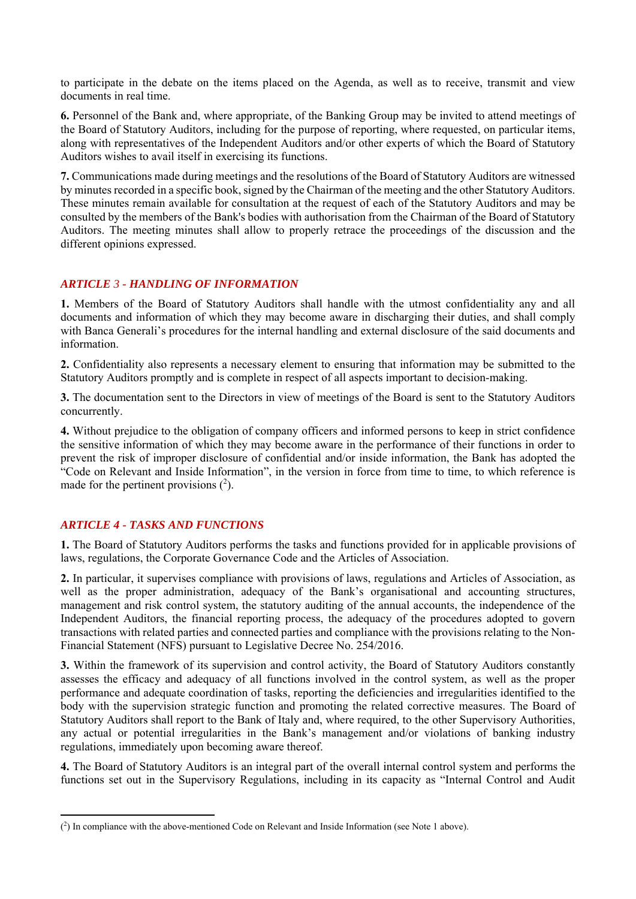to participate in the debate on the items placed on the Agenda, as well as to receive, transmit and view documents in real time.

**6.** Personnel of the Bank and, where appropriate, of the Banking Group may be invited to attend meetings of the Board of Statutory Auditors, including for the purpose of reporting, where requested, on particular items, along with representatives of the Independent Auditors and/or other experts of which the Board of Statutory Auditors wishes to avail itself in exercising its functions.

**7.** Communications made during meetings and the resolutions of the Board of Statutory Auditors are witnessed by minutes recorded in a specific book, signed by the Chairman of the meeting and the other Statutory Auditors. These minutes remain available for consultation at the request of each of the Statutory Auditors and may be consulted by the members of the Bank's bodies with authorisation from the Chairman of the Board of Statutory Auditors. The meeting minutes shall allow to properly retrace the proceedings of the discussion and the different opinions expressed.

## *ARTICLE 3 - HANDLING OF INFORMATION*

**1.** Members of the Board of Statutory Auditors shall handle with the utmost confidentiality any and all documents and information of which they may become aware in discharging their duties, and shall comply with Banca Generali's procedures for the internal handling and external disclosure of the said documents and information.

**2.** Confidentiality also represents a necessary element to ensuring that information may be submitted to the Statutory Auditors promptly and is complete in respect of all aspects important to decision-making.

**3.** The documentation sent to the Directors in view of meetings of the Board is sent to the Statutory Auditors concurrently.

**4.** Without prejudice to the obligation of company officers and informed persons to keep in strict confidence the sensitive information of which they may become aware in the performance of their functions in order to prevent the risk of improper disclosure of confidential and/or inside information, the Bank has adopted the "Code on Relevant and Inside Information", in the version in force from time to time, to which reference is made for the pertinent provisions ([2]).

## *ARTICLE 4 - TASKS AND FUNCTIONS*

**1.** The Board of Statutory Auditors performs the tasks and functions provided for in applicable provisions of laws, regulations, the Corporate Governance Code and the Articles of Association.

**2.** In particular, it supervises compliance with provisions of laws, regulations and Articles of Association, as well as the proper administration, adequacy of the Bank's organisational and accounting structures, management and risk control system, the statutory auditing of the annual accounts, the independence of the Independent Auditors, the financial reporting process, the adequacy of the procedures adopted to govern transactions with related parties and connected parties and compliance with the provisions relating to the Non-Financial Statement (NFS) pursuant to Legislative Decree No. 254/2016.

**3.** Within the framework of its supervision and control activity, the Board of Statutory Auditors constantly assesses the efficacy and adequacy of all functions involved in the control system, as well as the proper performance and adequate coordination of tasks, reporting the deficiencies and irregularities identified to the body with the supervision strategic function and promoting the related corrective measures. The Board of Statutory Auditors shall report to the Bank of Italy and, where required, to the other Supervisory Authorities, any actual or potential irregularities in the Bank's management and/or violations of banking industry regulations, immediately upon becoming aware thereof.

**4.** The Board of Statutory Auditors is an integral part of the overall internal control system and performs the functions set out in the Supervisory Regulations, including in its capacity as "Internal Control and Audit

---

([2]) In compliance with the above-mentioned Code on Relevant and Inside Information (see Note 1 above).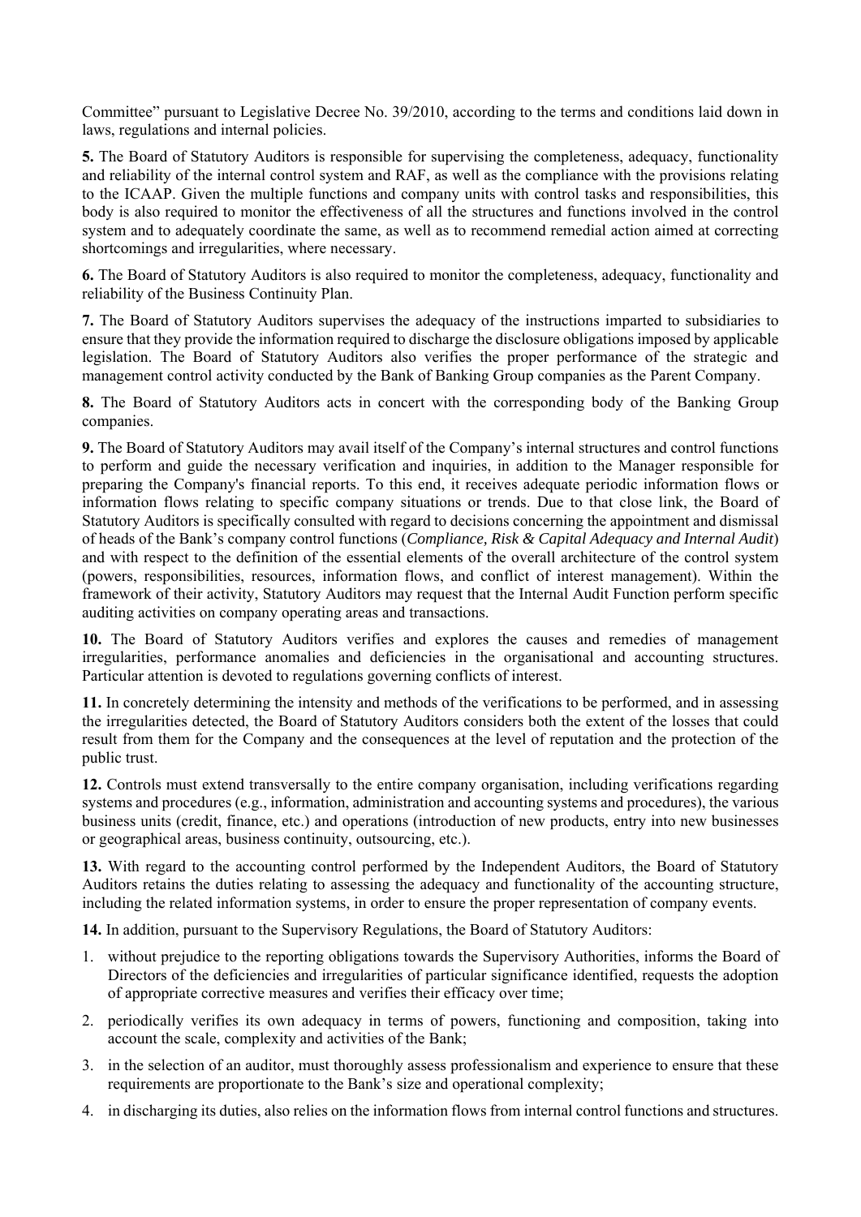Committee" pursuant to Legislative Decree No. 39/2010, according to the terms and conditions laid down in laws, regulations and internal policies.

**5.** The Board of Statutory Auditors is responsible for supervising the completeness, adequacy, functionality and reliability of the internal control system and RAF, as well as the compliance with the provisions relating to the ICAAP. Given the multiple functions and company units with control tasks and responsibilities, this body is also required to monitor the effectiveness of all the structures and functions involved in the control system and to adequately coordinate the same, as well as to recommend remedial action aimed at correcting shortcomings and irregularities, where necessary.

**6.** The Board of Statutory Auditors is also required to monitor the completeness, adequacy, functionality and reliability of the Business Continuity Plan.

**7.** The Board of Statutory Auditors supervises the adequacy of the instructions imparted to subsidiaries to ensure that they provide the information required to discharge the disclosure obligations imposed by applicable legislation. The Board of Statutory Auditors also verifies the proper performance of the strategic and management control activity conducted by the Bank of Banking Group companies as the Parent Company.

**8.** The Board of Statutory Auditors acts in concert with the corresponding body of the Banking Group companies.

**9.** The Board of Statutory Auditors may avail itself of the Company's internal structures and control functions to perform and guide the necessary verification and inquiries, in addition to the Manager responsible for preparing the Company's financial reports. To this end, it receives adequate periodic information flows or information flows relating to specific company situations or trends. Due to that close link, the Board of Statutory Auditors is specifically consulted with regard to decisions concerning the appointment and dismissal of heads of the Bank's company control functions (*Compliance, Risk & Capital Adequacy and Internal Audit*) and with respect to the definition of the essential elements of the overall architecture of the control system (powers, responsibilities, resources, information flows, and conflict of interest management). Within the framework of their activity, Statutory Auditors may request that the Internal Audit Function perform specific auditing activities on company operating areas and transactions.

**10.** The Board of Statutory Auditors verifies and explores the causes and remedies of management irregularities, performance anomalies and deficiencies in the organisational and accounting structures. Particular attention is devoted to regulations governing conflicts of interest.

**11.** In concretely determining the intensity and methods of the verifications to be performed, and in assessing the irregularities detected, the Board of Statutory Auditors considers both the extent of the losses that could result from them for the Company and the consequences at the level of reputation and the protection of the public trust.

**12.** Controls must extend transversally to the entire company organisation, including verifications regarding systems and procedures (e.g., information, administration and accounting systems and procedures), the various business units (credit, finance, etc.) and operations (introduction of new products, entry into new businesses or geographical areas, business continuity, outsourcing, etc.).

**13.** With regard to the accounting control performed by the Independent Auditors, the Board of Statutory Auditors retains the duties relating to assessing the adequacy and functionality of the accounting structure, including the related information systems, in order to ensure the proper representation of company events.

**14.** In addition, pursuant to the Supervisory Regulations, the Board of Statutory Auditors:

1. without prejudice to the reporting obligations towards the Supervisory Authorities, informs the Board of Directors of the deficiencies and irregularities of particular significance identified, requests the adoption of appropriate corrective measures and verifies their efficacy over time;
2. periodically verifies its own adequacy in terms of powers, functioning and composition, taking into account the scale, complexity and activities of the Bank;
3. in the selection of an auditor, must thoroughly assess professionalism and experience to ensure that these requirements are proportionate to the Bank's size and operational complexity;
4. in discharging its duties, also relies on the information flows from internal control functions and structures.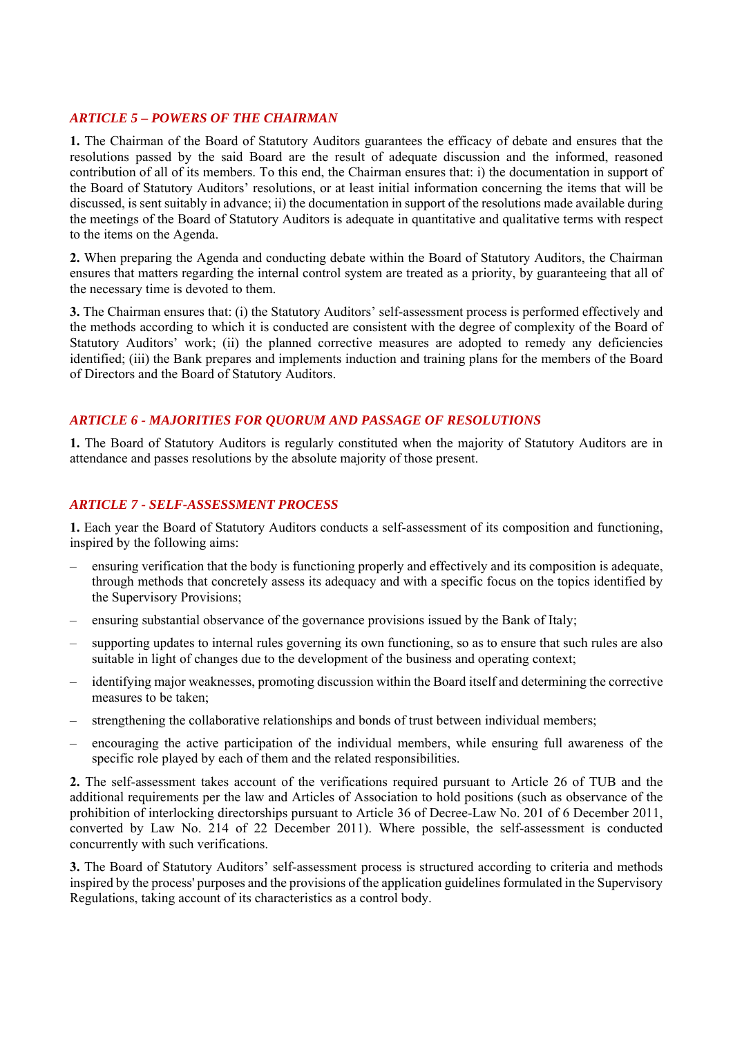### *ARTICLE 5 – POWERS OF THE CHAIRMAN*

**1.** The Chairman of the Board of Statutory Auditors guarantees the efficacy of debate and ensures that the resolutions passed by the said Board are the result of adequate discussion and the informed, reasoned contribution of all of its members. To this end, the Chairman ensures that: i) the documentation in support of the Board of Statutory Auditors' resolutions, or at least initial information concerning the items that will be discussed, is sent suitably in advance; ii) the documentation in support of the resolutions made available during the meetings of the Board of Statutory Auditors is adequate in quantitative and qualitative terms with respect to the items on the Agenda.

**2.** When preparing the Agenda and conducting debate within the Board of Statutory Auditors, the Chairman ensures that matters regarding the internal control system are treated as a priority, by guaranteeing that all of the necessary time is devoted to them.

**3.** The Chairman ensures that: (i) the Statutory Auditors' self-assessment process is performed effectively and the methods according to which it is conducted are consistent with the degree of complexity of the Board of Statutory Auditors' work; (ii) the planned corrective measures are adopted to remedy any deficiencies identified; (iii) the Bank prepares and implements induction and training plans for the members of the Board of Directors and the Board of Statutory Auditors.

### *ARTICLE 6 - MAJORITIES FOR QUORUM AND PASSAGE OF RESOLUTIONS*

**1.** The Board of Statutory Auditors is regularly constituted when the majority of Statutory Auditors are in attendance and passes resolutions by the absolute majority of those present.

### *ARTICLE 7 - SELF-ASSESSMENT PROCESS*

**1.** Each year the Board of Statutory Auditors conducts a self-assessment of its composition and functioning, inspired by the following aims:

- ensuring verification that the body is functioning properly and effectively and its composition is adequate, through methods that concretely assess its adequacy and with a specific focus on the topics identified by the Supervisory Provisions;
- ensuring substantial observance of the governance provisions issued by the Bank of Italy;
- supporting updates to internal rules governing its own functioning, so as to ensure that such rules are also suitable in light of changes due to the development of the business and operating context;
- identifying major weaknesses, promoting discussion within the Board itself and determining the corrective measures to be taken;
- strengthening the collaborative relationships and bonds of trust between individual members;
- encouraging the active participation of the individual members, while ensuring full awareness of the specific role played by each of them and the related responsibilities.

**2.** The self-assessment takes account of the verifications required pursuant to Article 26 of TUB and the additional requirements per the law and Articles of Association to hold positions (such as observance of the prohibition of interlocking directorships pursuant to Article 36 of Decree-Law No. 201 of 6 December 2011, converted by Law No. 214 of 22 December 2011). Where possible, the self-assessment is conducted concurrently with such verifications.

**3.** The Board of Statutory Auditors' self-assessment process is structured according to criteria and methods inspired by the process' purposes and the provisions of the application guidelines formulated in the Supervisory Regulations, taking account of its characteristics as a control body.